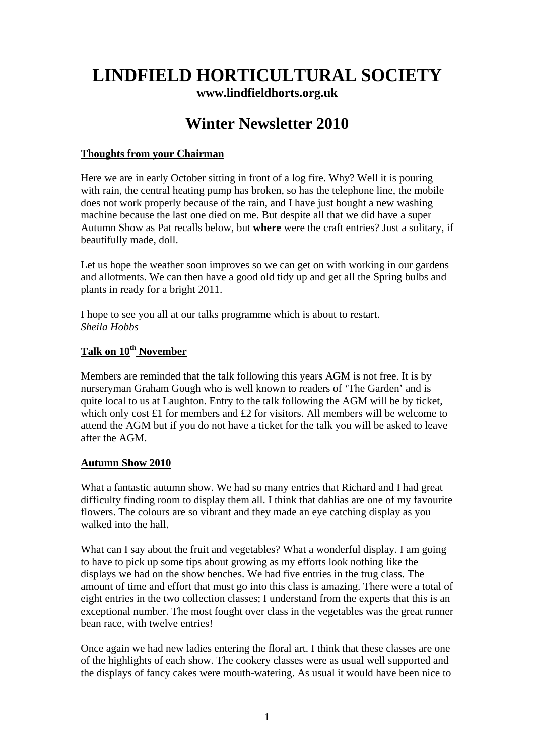# LINDFIELD HORTICULTURAL SOCIETY

**www.lindfieldhorts.org.uk**

## Winter Newsletter 2010

### Thoughts from your Chairman

Here we are in early October sitting in front of a log fire. Why? Well it is pouring with rain, the central heating pump has broken, so has the telephone line, the mobile does not work properly because of the rain, and I have just bought a new washing machine because the last one died on me. But despite all that we did have a super Autumn Show as Pat recalls below, but **where** were the craft entries? Just a solitary, if beautifully made, doll.

Let us hope the weather soon improves so we can get on with working in our gardens and allotments. We can then have a good old tidy up and get all the Spring bulbs and plants in ready for a bright 2011.

I hope to see you all at our talks programme which is about to restart.
*Sheila Hobbs*

### Talk on 10th November

Members are reminded that the talk following this years AGM is not free. It is by nurseryman Graham Gough who is well known to readers of 'The Garden' and is quite local to us at Laughton. Entry to the talk following the AGM will be by ticket, which only cost £1 for members and £2 for visitors. All members will be welcome to attend the AGM but if you do not have a ticket for the talk you will be asked to leave after the AGM.

### Autumn Show 2010

What a fantastic autumn show. We had so many entries that Richard and I had great difficulty finding room to display them all. I think that dahlias are one of my favourite flowers. The colours are so vibrant and they made an eye catching display as you walked into the hall.

What can I say about the fruit and vegetables? What a wonderful display. I am going to have to pick up some tips about growing as my efforts look nothing like the displays we had on the show benches. We had five entries in the trug class. The amount of time and effort that must go into this class is amazing. There were a total of eight entries in the two collection classes; I understand from the experts that this is an exceptional number. The most fought over class in the vegetables was the great runner bean race, with twelve entries!

Once again we had new ladies entering the floral art. I think that these classes are one of the highlights of each show. The cookery classes were as usual well supported and the displays of fancy cakes were mouth-watering. As usual it would have been nice to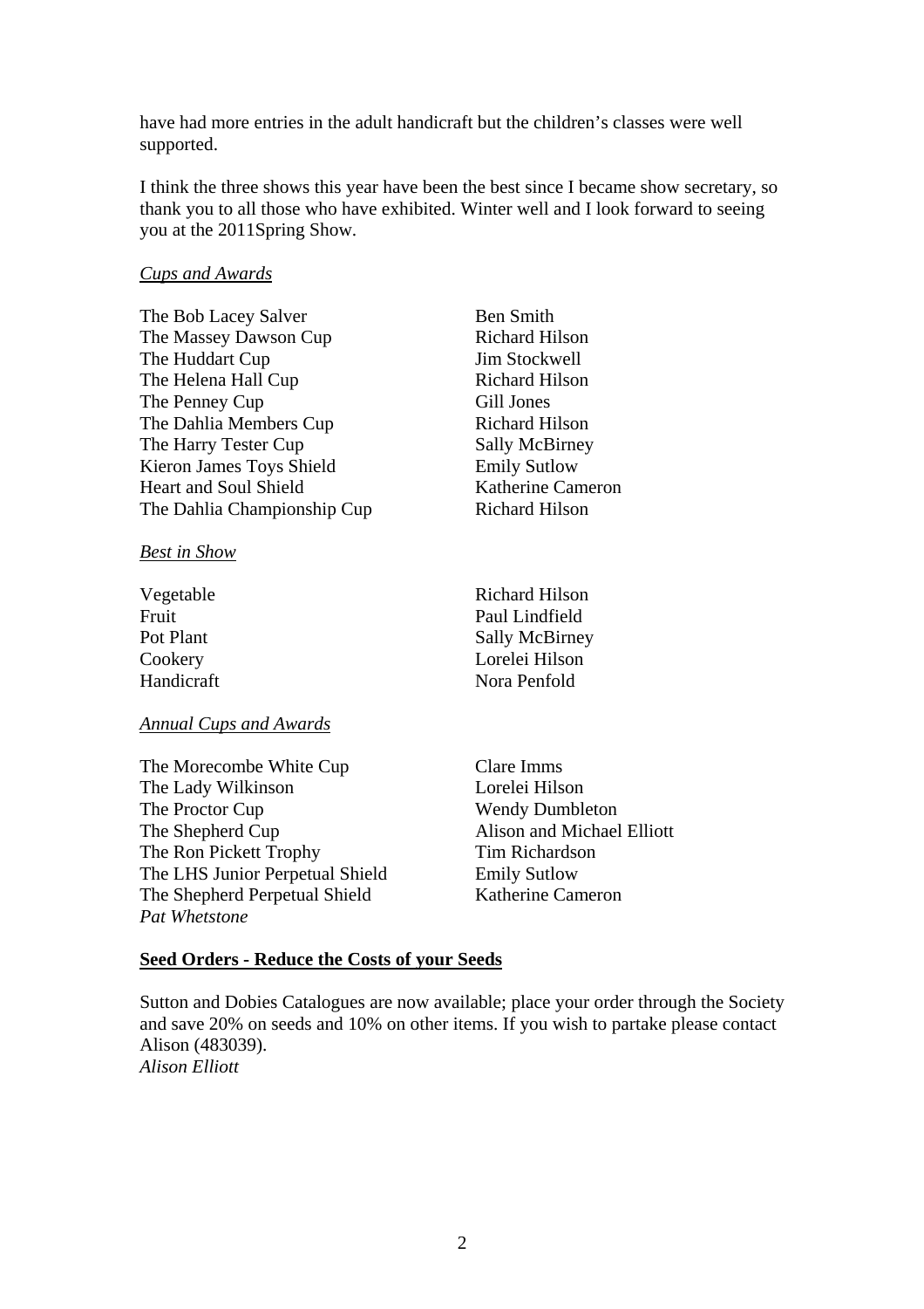have had more entries in the adult handicraft but the children's classes were well supported.

I think the three shows this year have been the best since I became show secretary, so thank you to all those who have exhibited. Winter well and I look forward to seeing you at the 2011Spring Show.

*Cups and Awards*

| | |
|---|---|
| The Bob Lacey Salver | Ben Smith |
| The Massey Dawson Cup | Richard Hilson |
| The Huddart Cup | Jim Stockwell |
| The Helena Hall Cup | Richard Hilson |
| The Penney Cup | Gill Jones |
| The Dahlia Members Cup | Richard Hilson |
| The Harry Tester Cup | Sally McBirney |
| Kieron James Toys Shield | Emily Sutlow |
| Heart and Soul Shield | Katherine Cameron |
| The Dahlia Championship Cup | Richard Hilson |

*Best in Show*

| | |
|---|---|
| Vegetable | Richard Hilson |
| Fruit | Paul Lindfield |
| Pot Plant | Sally McBirney |
| Cookery | Lorelei Hilson |
| Handicraft | Nora Penfold |

*Annual Cups and Awards*

| | |
|---|---|
| The Morecombe White Cup | Clare Imms |
| The Lady Wilkinson | Lorelei Hilson |
| The Proctor Cup | Wendy Dumbleton |
| The Shepherd Cup | Alison and Michael Elliott |
| The Ron Pickett Trophy | Tim Richardson |
| The LHS Junior Perpetual Shield | Emily Sutlow |
| The Shepherd Perpetual Shield | Katherine Cameron |

*Pat Whetstone*

**Seed Orders - Reduce the Costs of your Seeds**

Sutton and Dobies Catalogues are now available; place your order through the Society and save 20% on seeds and 10% on other items. If you wish to partake please contact Alison (483039).
*Alison Elliott*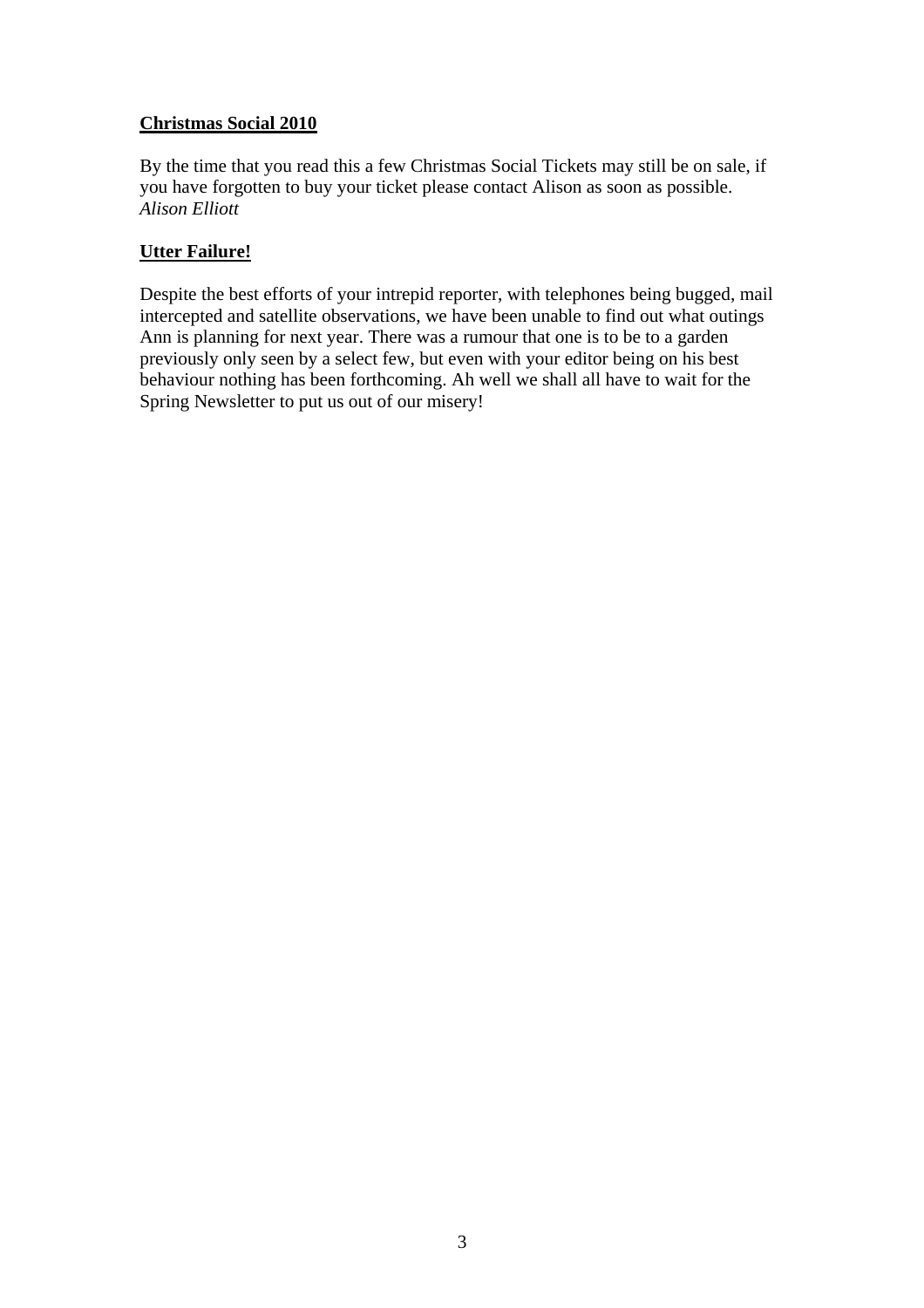**Christmas Social 2010**

By the time that you read this a few Christmas Social Tickets may still be on sale, if you have forgotten to buy your ticket please contact Alison as soon as possible.
*Alison Elliott*

**Utter Failure!**

Despite the best efforts of your intrepid reporter, with telephones being bugged, mail intercepted and satellite observations, we have been unable to find out what outings Ann is planning for next year. There was a rumour that one is to be to a garden previously only seen by a select few, but even with your editor being on his best behaviour nothing has been forthcoming. Ah well we shall all have to wait for the Spring Newsletter to put us out of our misery!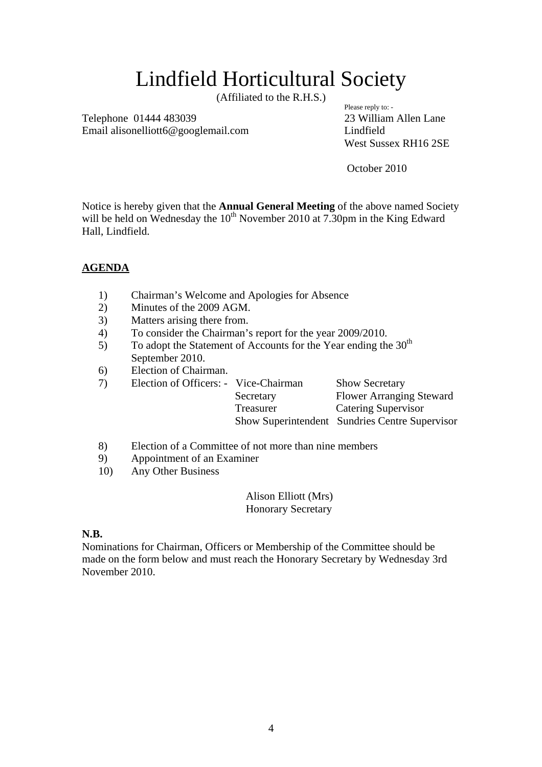# Lindfield Horticultural Society

(Affiliated to the R.H.S.)

Telephone 01444 483039
Email alisonelliott6@googlemail.com

Please reply to: -
23 William Allen Lane
Lindfield
West Sussex RH16 2SE

October 2010

Notice is hereby given that the **Annual General Meeting** of the above named Society will be held on Wednesday the 10th November 2010 at 7.30pm in the King Edward Hall, Lindfield.

**AGENDA**

1) Chairman's Welcome and Apologies for Absence
2) Minutes of the 2009 AGM.
3) Matters arising there from.
4) To consider the Chairman's report for the year 2009/2010.
5) To adopt the Statement of Accounts for the Year ending the 30th September 2010.
6) Election of Chairman.
7) Election of Officers: -
   - Vice-Chairman
   - Secretary
   - Treasurer
   - Show Superintendent
   - Show Secretary
   - Flower Arranging Steward
   - Catering Supervisor
   - Sundries Centre Supervisor
8) Election of a Committee of not more than nine members
9) Appointment of an Examiner
10) Any Other Business

Alison Elliott (Mrs)
Honorary Secretary

**N.B.**
Nominations for Chairman, Officers or Membership of the Committee should be made on the form below and must reach the Honorary Secretary by Wednesday 3rd November 2010.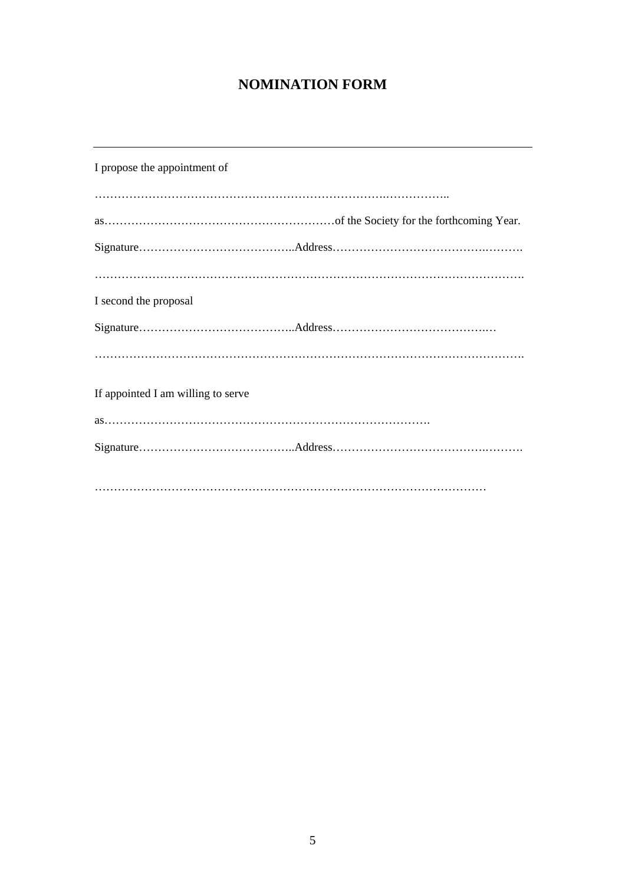# NOMINATION FORM

---

I propose the appointment of

…………………………………………………………………..……………..

as……………………………………………………of the Society for the forthcoming Year.

Signature…………………………………..Address…………………………………..……….

……………………………………………………………………………………………….

I second the proposal

Signature…………………………………..Address…………………………………..…

……………………………………………………………………………………………….

If appointed I am willing to serve

as……………………………………………………………………….

Signature…………………………………..Address…………………………………..……….

………………………………………………………………………………………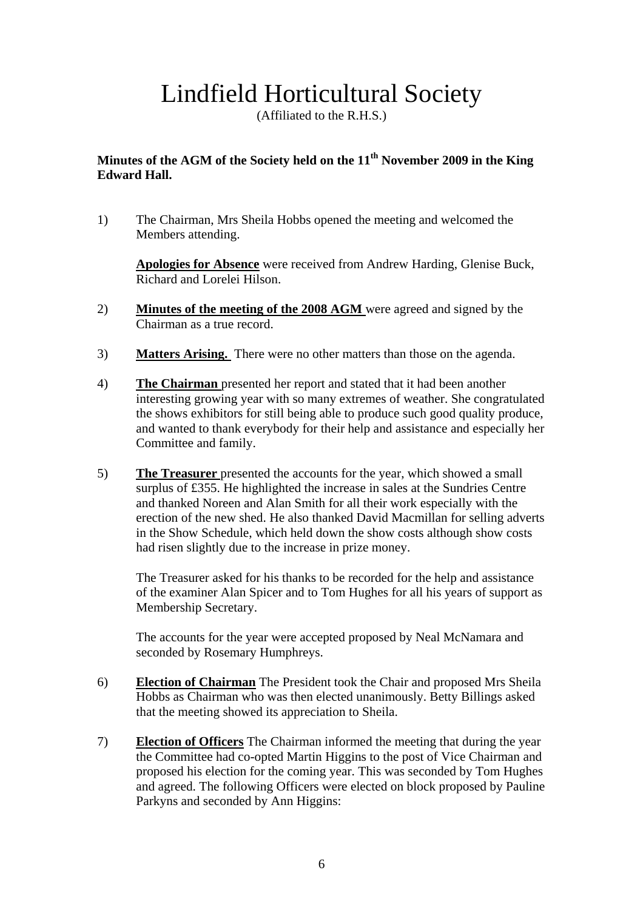# Lindfield Horticultural Society

(Affiliated to the R.H.S.)

**Minutes of the AGM of the Society held on the 11th November 2009 in the King Edward Hall.**

1) The Chairman, Mrs Sheila Hobbs opened the meeting and welcomed the Members attending.

   **Apologies for Absence** were received from Andrew Harding, Glenise Buck, Richard and Lorelei Hilson.

2) **Minutes of the meeting of the 2008 AGM** were agreed and signed by the Chairman as a true record.

3) **Matters Arising.** There were no other matters than those on the agenda.

4) **The Chairman** presented her report and stated that it had been another interesting growing year with so many extremes of weather. She congratulated the shows exhibitors for still being able to produce such good quality produce, and wanted to thank everybody for their help and assistance and especially her Committee and family.

5) **The Treasurer** presented the accounts for the year, which showed a small surplus of £355. He highlighted the increase in sales at the Sundries Centre and thanked Noreen and Alan Smith for all their work especially with the erection of the new shed. He also thanked David Macmillan for selling adverts in the Show Schedule, which held down the show costs although show costs had risen slightly due to the increase in prize money.

   The Treasurer asked for his thanks to be recorded for the help and assistance of the examiner Alan Spicer and to Tom Hughes for all his years of support as Membership Secretary.

   The accounts for the year were accepted proposed by Neal McNamara and seconded by Rosemary Humphreys.

6) **Election of Chairman** The President took the Chair and proposed Mrs Sheila Hobbs as Chairman who was then elected unanimously. Betty Billings asked that the meeting showed its appreciation to Sheila.

7) **Election of Officers** The Chairman informed the meeting that during the year the Committee had co-opted Martin Higgins to the post of Vice Chairman and proposed his election for the coming year. This was seconded by Tom Hughes and agreed. The following Officers were elected on block proposed by Pauline Parkyns and seconded by Ann Higgins: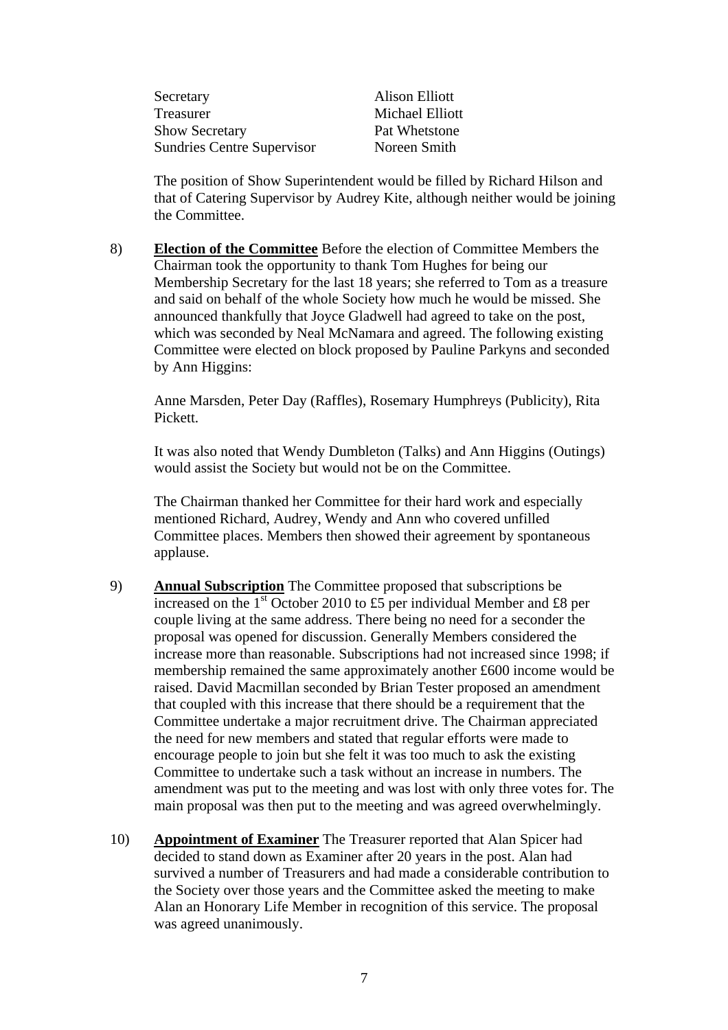| | |
|---|---|
| Secretary | Alison Elliott |
| Treasurer | Michael Elliott |
| Show Secretary | Pat Whetstone |
| Sundries Centre Supervisor | Noreen Smith |

The position of Show Superintendent would be filled by Richard Hilson and that of Catering Supervisor by Audrey Kite, although neither would be joining the Committee.

8) **Election of the Committee** Before the election of Committee Members the Chairman took the opportunity to thank Tom Hughes for being our Membership Secretary for the last 18 years; she referred to Tom as a treasure and said on behalf of the whole Society how much he would be missed. She announced thankfully that Joyce Gladwell had agreed to take on the post, which was seconded by Neal McNamara and agreed. The following existing Committee were elected on block proposed by Pauline Parkyns and seconded by Ann Higgins:

   Anne Marsden, Peter Day (Raffles), Rosemary Humphreys (Publicity), Rita Pickett.

   It was also noted that Wendy Dumbleton (Talks) and Ann Higgins (Outings) would assist the Society but would not be on the Committee.

   The Chairman thanked her Committee for their hard work and especially mentioned Richard, Audrey, Wendy and Ann who covered unfilled Committee places. Members then showed their agreement by spontaneous applause.

9) **Annual Subscription** The Committee proposed that subscriptions be increased on the 1st October 2010 to £5 per individual Member and £8 per couple living at the same address. There being no need for a seconder the proposal was opened for discussion. Generally Members considered the increase more than reasonable. Subscriptions had not increased since 1998; if membership remained the same approximately another £600 income would be raised. David Macmillan seconded by Brian Tester proposed an amendment that coupled with this increase that there should be a requirement that the Committee undertake a major recruitment drive. The Chairman appreciated the need for new members and stated that regular efforts were made to encourage people to join but she felt it was too much to ask the existing Committee to undertake such a task without an increase in numbers. The amendment was put to the meeting and was lost with only three votes for. The main proposal was then put to the meeting and was agreed overwhelmingly.

10) **Appointment of Examiner** The Treasurer reported that Alan Spicer had decided to stand down as Examiner after 20 years in the post. Alan had survived a number of Treasurers and had made a considerable contribution to the Society over those years and the Committee asked the meeting to make Alan an Honorary Life Member in recognition of this service. The proposal was agreed unanimously.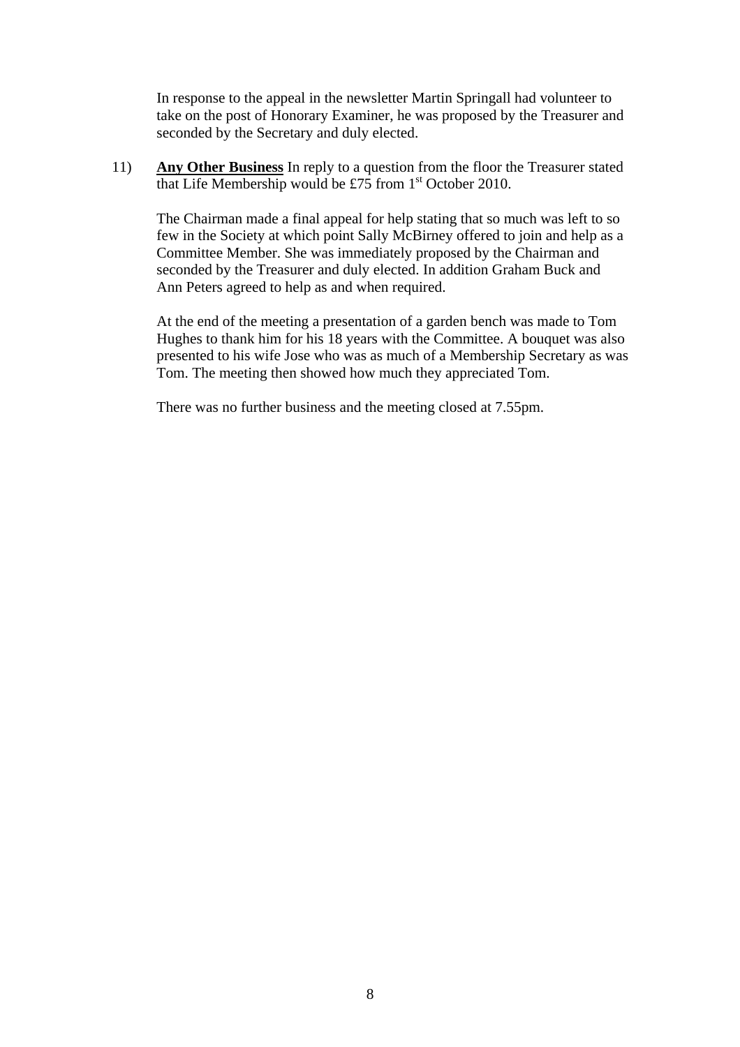In response to the appeal in the newsletter Martin Springall had volunteer to take on the post of Honorary Examiner, he was proposed by the Treasurer and seconded by the Secretary and duly elected.

11) **Any Other Business** In reply to a question from the floor the Treasurer stated that Life Membership would be £75 from 1st October 2010.

The Chairman made a final appeal for help stating that so much was left to so few in the Society at which point Sally McBirney offered to join and help as a Committee Member. She was immediately proposed by the Chairman and seconded by the Treasurer and duly elected. In addition Graham Buck and Ann Peters agreed to help as and when required.

At the end of the meeting a presentation of a garden bench was made to Tom Hughes to thank him for his 18 years with the Committee. A bouquet was also presented to his wife Jose who was as much of a Membership Secretary as was Tom. The meeting then showed how much they appreciated Tom.

There was no further business and the meeting closed at 7.55pm.